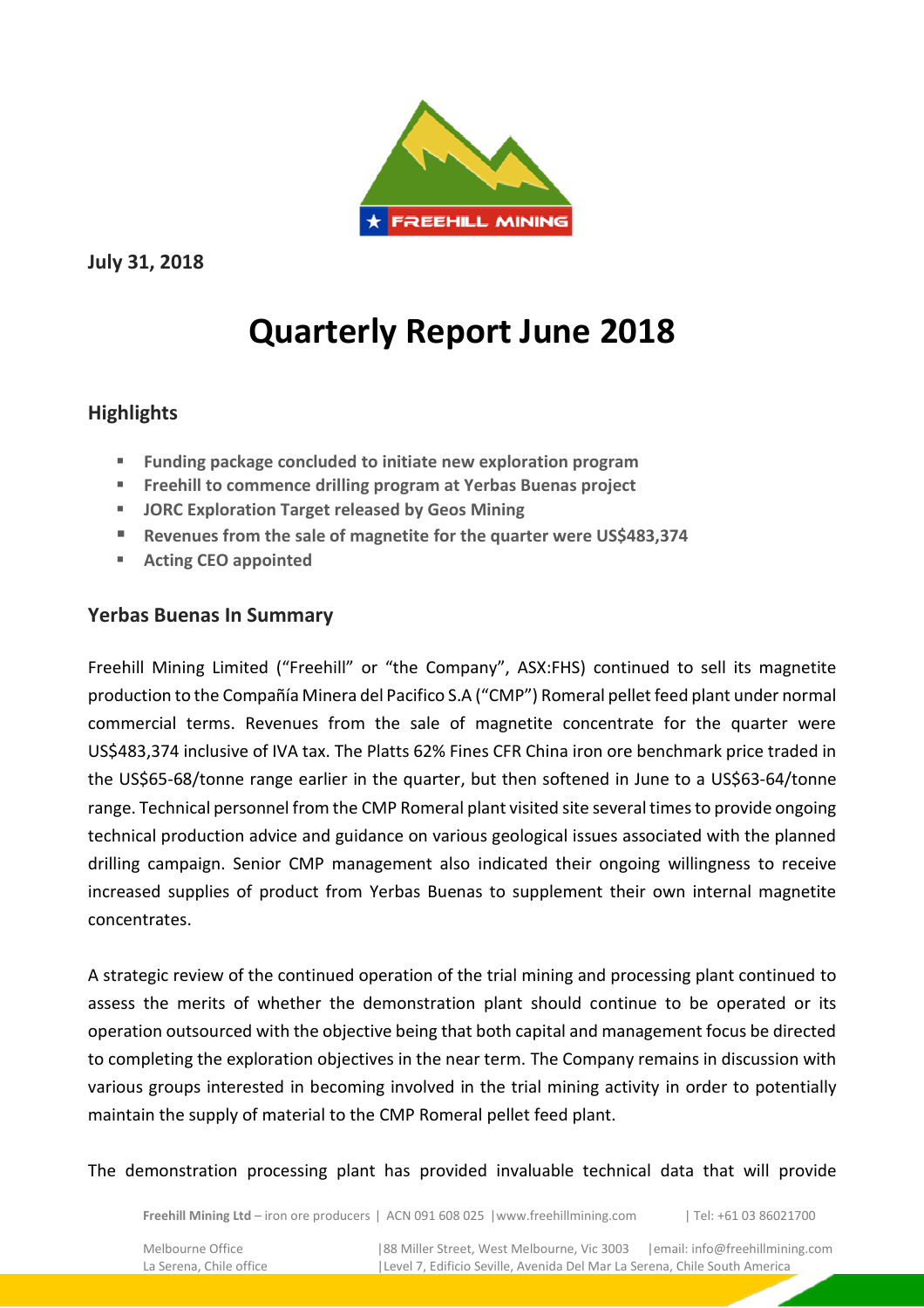July 31, 2018

# Quarterly Report June 2018

## Highlights

- **Funding package concluded to initiate new exploration program**
- **Freehill to commence drilling program at Yerbas Buenas project**
- **JORC Exploration Target released by Geos Mining**
- **Revenues from the sale of magnetite for the quarter were US$483,374**
- **Acting CEO appointed**

## Yerbas Buenas In Summary

Freehill Mining Limited ("Freehill" or "the Company", ASX:FHS) continued to sell its magnetite production to the Compañía Minera del Pacifico S.A ("CMP") Romeral pellet feed plant under normal commercial terms. Revenues from the sale of magnetite concentrate for the quarter were US$483,374 inclusive of IVA tax. The Platts 62% Fines CFR China iron ore benchmark price traded in the US$65-68/tonne range earlier in the quarter, but then softened in June to a US$63-64/tonne range. Technical personnel from the CMP Romeral plant visited site several times to provide ongoing technical production advice and guidance on various geological issues associated with the planned drilling campaign. Senior CMP management also indicated their ongoing willingness to receive increased supplies of product from Yerbas Buenas to supplement their own internal magnetite concentrates.

A strategic review of the continued operation of the trial mining and processing plant continued to assess the merits of whether the demonstration plant should continue to be operated or its operation outsourced with the objective being that both capital and management focus be directed to completing the exploration objectives in the near term. The Company remains in discussion with various groups interested in becoming involved in the trial mining activity in order to potentially maintain the supply of material to the CMP Romeral pellet feed plant.

The demonstration processing plant has provided invaluable technical data that will provide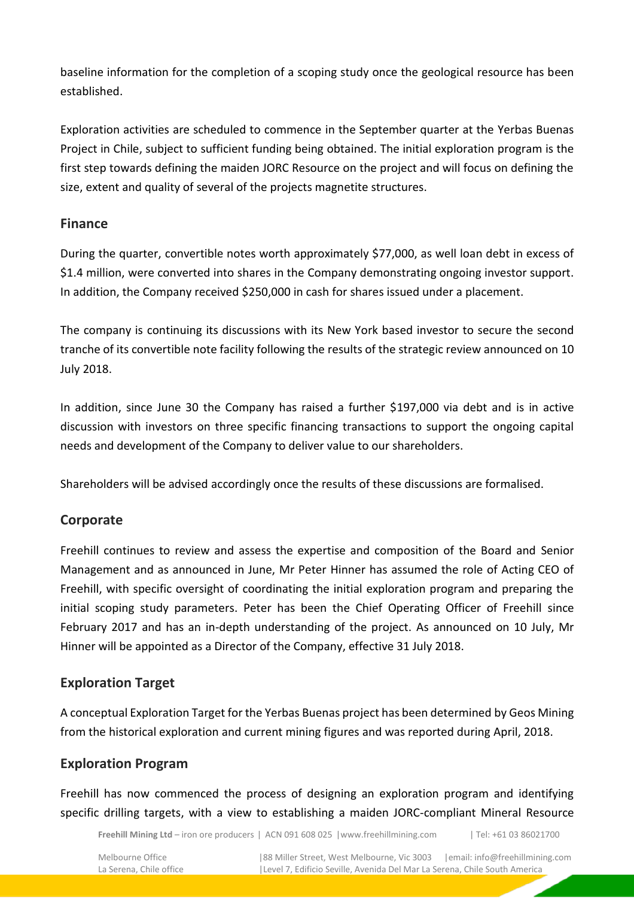baseline information for the completion of a scoping study once the geological resource has been established.

Exploration activities are scheduled to commence in the September quarter at the Yerbas Buenas Project in Chile, subject to sufficient funding being obtained. The initial exploration program is the first step towards defining the maiden JORC Resource on the project and will focus on defining the size, extent and quality of several of the projects magnetite structures.

## Finance

During the quarter, convertible notes worth approximately $77,000, as well loan debt in excess of $1.4 million, were converted into shares in the Company demonstrating ongoing investor support. In addition, the Company received $250,000 in cash for shares issued under a placement.

The company is continuing its discussions with its New York based investor to secure the second tranche of its convertible note facility following the results of the strategic review announced on 10 July 2018.

In addition, since June 30 the Company has raised a further $197,000 via debt and is in active discussion with investors on three specific financing transactions to support the ongoing capital needs and development of the Company to deliver value to our shareholders.

Shareholders will be advised accordingly once the results of these discussions are formalised.

## Corporate

Freehill continues to review and assess the expertise and composition of the Board and Senior Management and as announced in June, Mr Peter Hinner has assumed the role of Acting CEO of Freehill, with specific oversight of coordinating the initial exploration program and preparing the initial scoping study parameters. Peter has been the Chief Operating Officer of Freehill since February 2017 and has an in-depth understanding of the project. As announced on 10 July, Mr Hinner will be appointed as a Director of the Company, effective 31 July 2018.

## Exploration Target

A conceptual Exploration Target for the Yerbas Buenas project has been determined by Geos Mining from the historical exploration and current mining figures and was reported during April, 2018.

## Exploration Program

Freehill has now commenced the process of designing an exploration program and identifying specific drilling targets, with a view to establishing a maiden JORC-compliant Mineral Resource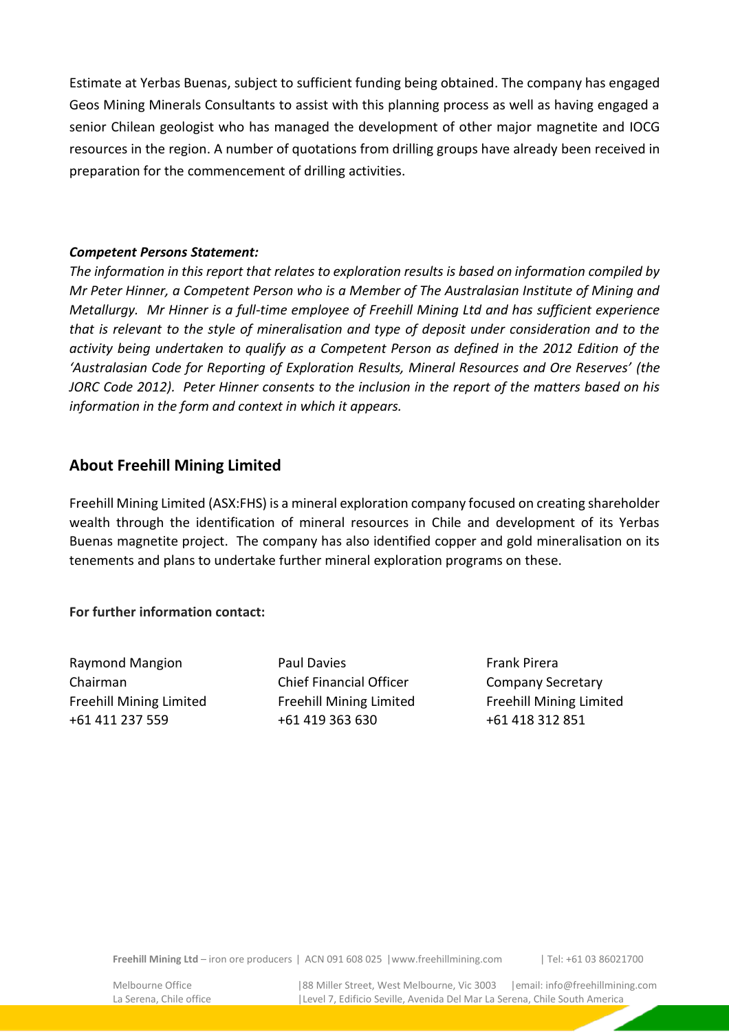Estimate at Yerbas Buenas, subject to sufficient funding being obtained. The company has engaged Geos Mining Minerals Consultants to assist with this planning process as well as having engaged a senior Chilean geologist who has managed the development of other major magnetite and IOCG resources in the region. A number of quotations from drilling groups have already been received in preparation for the commencement of drilling activities.

***Competent Persons Statement:***

*The information in this report that relates to exploration results is based on information compiled by Mr Peter Hinner, a Competent Person who is a Member of The Australasian Institute of Mining and Metallurgy. Mr Hinner is a full-time employee of Freehill Mining Ltd and has sufficient experience that is relevant to the style of mineralisation and type of deposit under consideration and to the activity being undertaken to qualify as a Competent Person as defined in the 2012 Edition of the 'Australasian Code for Reporting of Exploration Results, Mineral Resources and Ore Reserves' (the JORC Code 2012). Peter Hinner consents to the inclusion in the report of the matters based on his information in the form and context in which it appears.*

## About Freehill Mining Limited

Freehill Mining Limited (ASX:FHS) is a mineral exploration company focused on creating shareholder wealth through the identification of mineral resources in Chile and development of its Yerbas Buenas magnetite project. The company has also identified copper and gold mineralisation on its tenements and plans to undertake further mineral exploration programs on these.

**For further information contact:**

Raymond Mangion
Chairman
Freehill Mining Limited
+61 411 237 559

Paul Davies
Chief Financial Officer
Freehill Mining Limited
+61 419 363 630

Frank Pirera
Company Secretary
Freehill Mining Limited
+61 418 312 851